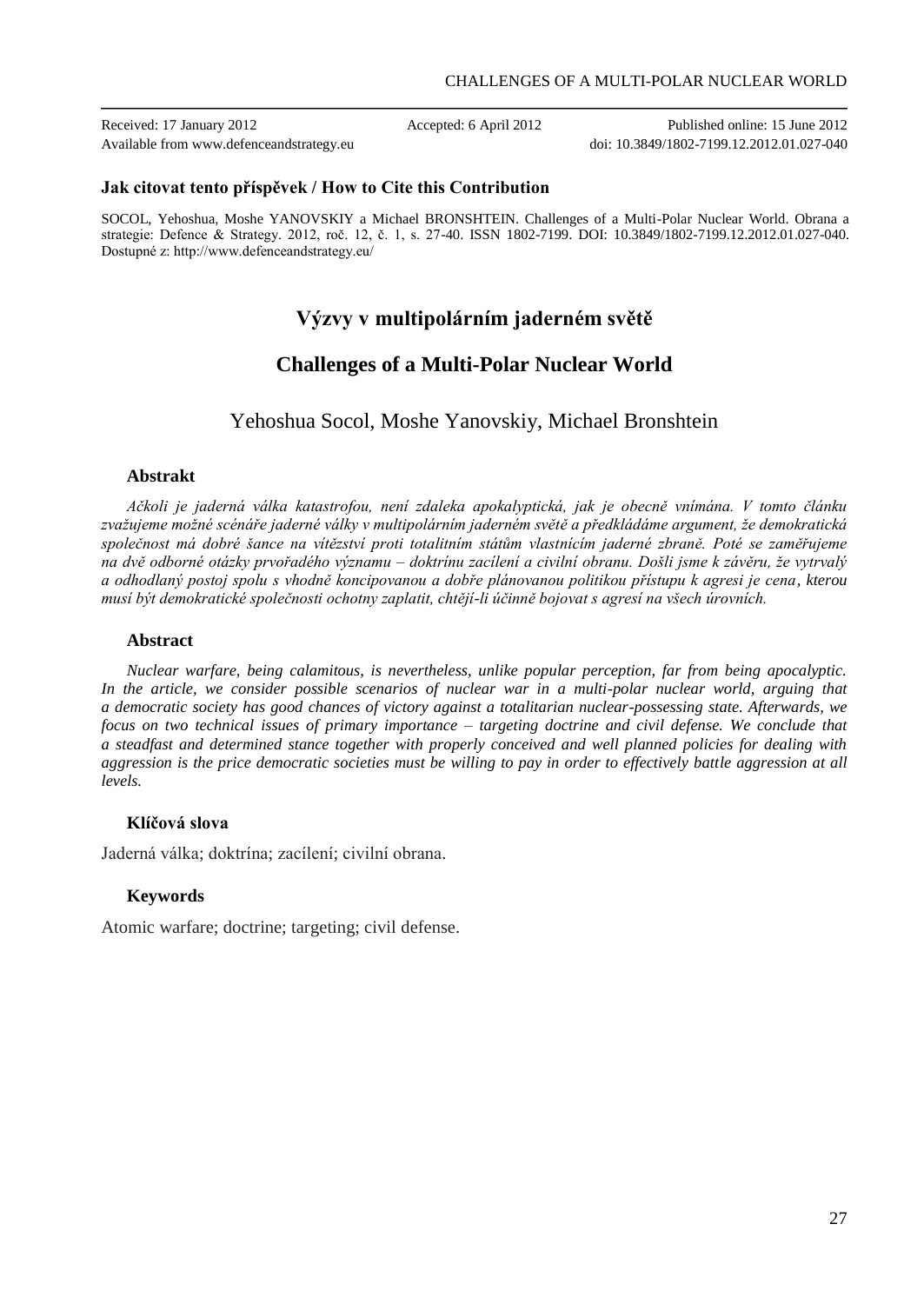Received: 17 January 2012 Accepted: 6 April 2012 Published online: 15 June 2012
Available from www.defenceandstrategy.eu doi: 10.3849/1802-7199.12.2012.01.027-040

**Jak citovat tento příspěvek / How to Cite this Contribution**

SOCOL, Yehoshua, Moshe YANOVSKIY a Michael BRONSHTEIN. Challenges of a Multi-Polar Nuclear World. Obrana a strategie: Defence & Strategy. 2012, roč. 12, č. 1, s. 27-40. ISSN 1802-7199. DOI: 10.3849/1802-7199.12.2012.01.027-040. Dostupné z: http://www.defenceandstrategy.eu/

# Výzvy v multipolárním jaderném světě

# Challenges of a Multi-Polar Nuclear World

Yehoshua Socol, Moshe Yanovskiy, Michael Bronshtein

### Abstrakt

*Ačkoli je jaderná válka katastrofou, není zdaleka apokalyptická, jak je obecně vnímána. V tomto článku zvažujeme možné scénáře jaderné války v multipolárním jaderném světě a předkládáme argument, že demokratická společnost má dobré šance na vítězství proti totalitním státům vlastnícím jaderné zbraně. Poté se zaměřujeme na dvě odborné otázky prvořadého významu – doktrínu zacílení a civilní obranu. Došli jsme k závěru, že vytrvalý a odhodlaný postoj spolu s vhodně koncipovanou a dobře plánovanou politikou přístupu k agresi je cena, kterou musí být demokratické společnosti ochotny zaplatit, chtějí-li účinně bojovat s agresí na všech úrovních.*

### Abstract

*Nuclear warfare, being calamitous, is nevertheless, unlike popular perception, far from being apocalyptic. In the article, we consider possible scenarios of nuclear war in a multi-polar nuclear world, arguing that a democratic society has good chances of victory against a totalitarian nuclear-possessing state. Afterwards, we focus on two technical issues of primary importance – targeting doctrine and civil defense. We conclude that a steadfast and determined stance together with properly conceived and well planned policies for dealing with aggression is the price democratic societies must be willing to pay in order to effectively battle aggression at all levels.*

### Klíčová slova

Jaderná válka; doktrína; zacílení; civilní obrana.

### Keywords

Atomic warfare; doctrine; targeting; civil defense.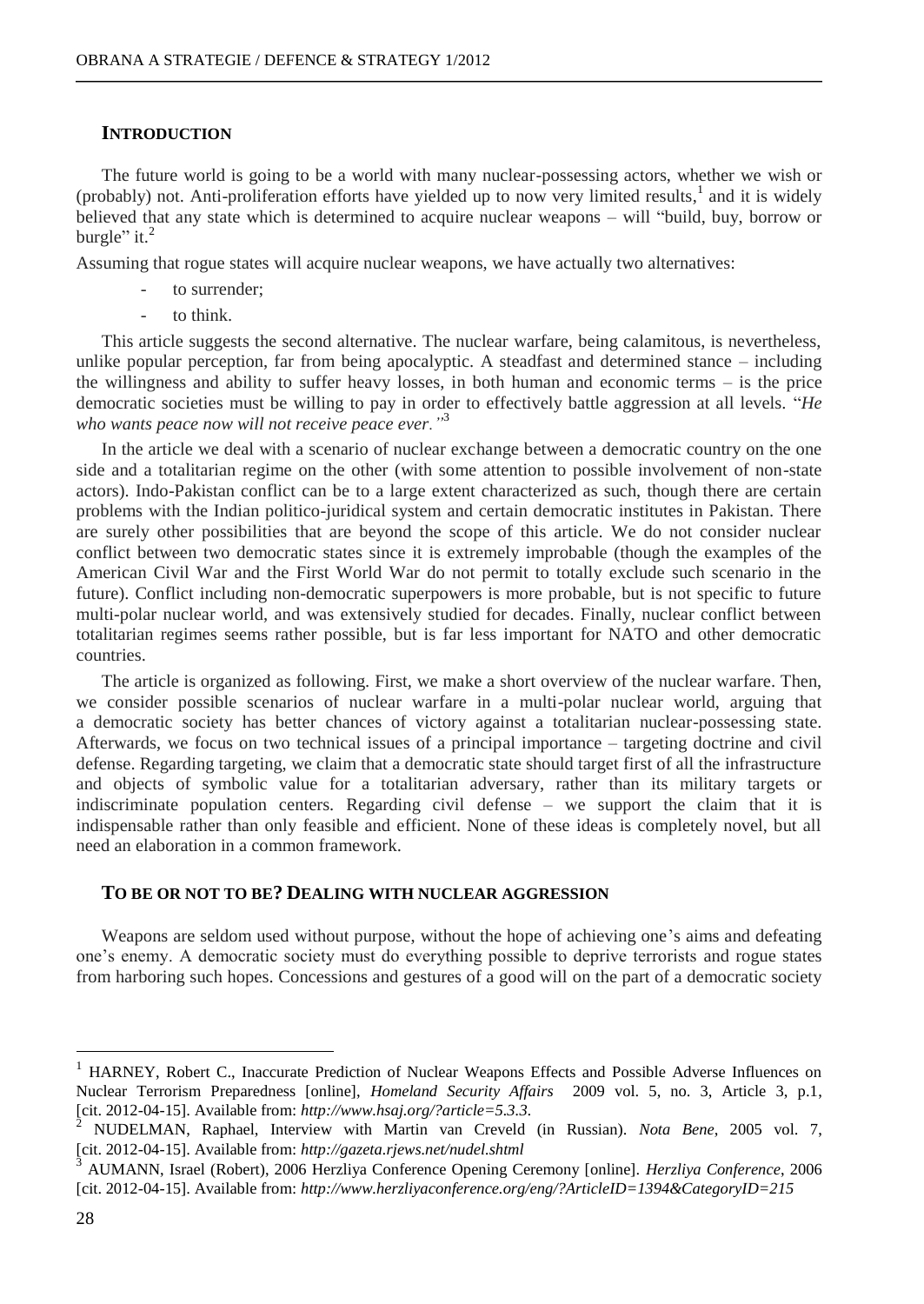## INTRODUCTION

The future world is going to be a world with many nuclear-possessing actors, whether we wish or (probably) not. Anti-proliferation efforts have yielded up to now very limited results,[1] and it is widely believed that any state which is determined to acquire nuclear weapons – will "build, buy, borrow or burgle" it.[2]

Assuming that rogue states will acquire nuclear weapons, we have actually two alternatives:

- to surrender;
- to think.

This article suggests the second alternative. The nuclear warfare, being calamitous, is nevertheless, unlike popular perception, far from being apocalyptic. A steadfast and determined stance – including the willingness and ability to suffer heavy losses, in both human and economic terms – is the price democratic societies must be willing to pay in order to effectively battle aggression at all levels. "*He who wants peace now will not receive peace ever.*"[3]

In the article we deal with a scenario of nuclear exchange between a democratic country on the one side and a totalitarian regime on the other (with some attention to possible involvement of non-state actors). Indo-Pakistan conflict can be to a large extent characterized as such, though there are certain problems with the Indian politico-juridical system and certain democratic institutes in Pakistan. There are surely other possibilities that are beyond the scope of this article. We do not consider nuclear conflict between two democratic states since it is extremely improbable (though the examples of the American Civil War and the First World War do not permit to totally exclude such scenario in the future). Conflict including non-democratic superpowers is more probable, but is not specific to future multi-polar nuclear world, and was extensively studied for decades. Finally, nuclear conflict between totalitarian regimes seems rather possible, but is far less important for NATO and other democratic countries.

The article is organized as following. First, we make a short overview of the nuclear warfare. Then, we consider possible scenarios of nuclear warfare in a multi-polar nuclear world, arguing that a democratic society has better chances of victory against a totalitarian nuclear-possessing state. Afterwards, we focus on two technical issues of a principal importance – targeting doctrine and civil defense. Regarding targeting, we claim that a democratic state should target first of all the infrastructure and objects of symbolic value for a totalitarian adversary, rather than its military targets or indiscriminate population centers. Regarding civil defense – we support the claim that it is indispensable rather than only feasible and efficient. None of these ideas is completely novel, but all need an elaboration in a common framework.

## TO BE OR NOT TO BE? DEALING WITH NUCLEAR AGGRESSION

Weapons are seldom used without purpose, without the hope of achieving one's aims and defeating one's enemy. A democratic society must do everything possible to deprive terrorists and rogue states from harboring such hopes. Concessions and gestures of a good will on the part of a democratic society

---

[1] HARNEY, Robert C., Inaccurate Prediction of Nuclear Weapons Effects and Possible Adverse Influences on Nuclear Terrorism Preparedness [online], *Homeland Security Affairs* 2009 vol. 5, no. 3, Article 3, p.1, [cit. 2012-04-15]. Available from: *http://www.hsaj.org/?article=5.3.3.*

[2] NUDELMAN, Raphael, Interview with Martin van Creveld (in Russian). *Nota Bene*, 2005 vol. 7, [cit. 2012-04-15]. Available from: *http://gazeta.rjews.net/nudel.shtml*

[3] AUMANN, Israel (Robert), 2006 Herzliya Conference Opening Ceremony [online]. *Herzliya Conference*, 2006 [cit. 2012-04-15]. Available from: *http://www.herzliyaconference.org/eng/?ArticleID=1394&CategoryID=215*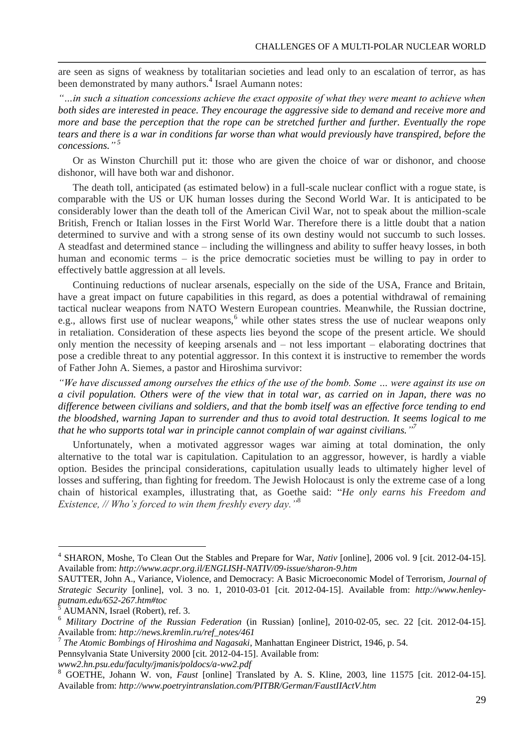are seen as signs of weakness by totalitarian societies and lead only to an escalation of terror, as has been demonstrated by many authors.[4] Israel Aumann notes:

*"…in such a situation concessions achieve the exact opposite of what they were meant to achieve when both sides are interested in peace. They encourage the aggressive side to demand and receive more and more and base the perception that the rope can be stretched further and further. Eventually the rope tears and there is a war in conditions far worse than what would previously have transpired, before the concessions."*[5]

Or as Winston Churchill put it: those who are given the choice of war or dishonor, and choose dishonor, will have both war and dishonor.

The death toll, anticipated (as estimated below) in a full-scale nuclear conflict with a rogue state, is comparable with the US or UK human losses during the Second World War. It is anticipated to be considerably lower than the death toll of the American Civil War, not to speak about the million-scale British, French or Italian losses in the First World War. Therefore there is a little doubt that a nation determined to survive and with a strong sense of its own destiny would not succumb to such losses. A steadfast and determined stance – including the willingness and ability to suffer heavy losses, in both human and economic terms – is the price democratic societies must be willing to pay in order to effectively battle aggression at all levels.

Continuing reductions of nuclear arsenals, especially on the side of the USA, France and Britain, have a great impact on future capabilities in this regard, as does a potential withdrawal of remaining tactical nuclear weapons from NATO Western European countries. Meanwhile, the Russian doctrine, e.g., allows first use of nuclear weapons,[6] while other states stress the use of nuclear weapons only in retaliation. Consideration of these aspects lies beyond the scope of the present article. We should only mention the necessity of keeping arsenals and – not less important – elaborating doctrines that pose a credible threat to any potential aggressor. In this context it is instructive to remember the words of Father John A. Siemes, a pastor and Hiroshima survivor:

*"We have discussed among ourselves the ethics of the use of the bomb. Some … were against its use on a civil population. Others were of the view that in total war, as carried on in Japan, there was no difference between civilians and soldiers, and that the bomb itself was an effective force tending to end the bloodshed, warning Japan to surrender and thus to avoid total destruction. It seems logical to me that he who supports total war in principle cannot complain of war against civilians."*[7]

Unfortunately, when a motivated aggressor wages war aiming at total domination, the only alternative to the total war is capitulation. Capitulation to an aggressor, however, is hardly a viable option. Besides the principal considerations, capitulation usually leads to ultimately higher level of losses and suffering, than fighting for freedom. The Jewish Holocaust is only the extreme case of a long chain of historical examples, illustrating that, as Goethe said: "*He only earns his Freedom and Existence, // Who's forced to win them freshly every day.*"[8]

---

[4] SHARON, Moshe, To Clean Out the Stables and Prepare for War, *Nativ* [online], 2006 vol. 9 [cit. 2012-04-15]. Available from: *http://www.acpr.org.il/ENGLISH-NATIV/09-issue/sharon-9.htm*

SAUTTER, John A., Variance, Violence, and Democracy: A Basic Microeconomic Model of Terrorism, *Journal of Strategic Security* [online], vol. 3 no. 1, 2010-03-01 [cit. 2012-04-15]. Available from: *http://www.henley-putnam.edu/652-267.htm#toc*

[5] AUMANN, Israel (Robert), ref. 3.

[6] *Military Doctrine of the Russian Federation* (in Russian) [online], 2010-02-05, sec. 22 [cit. 2012-04-15]. Available from: *http://news.kremlin.ru/ref_notes/461*

[7] *The Atomic Bombings of Hiroshima and Nagasaki*, Manhattan Engineer District, 1946, p. 54. Pennsylvania State University 2000 [cit. 2012-04-15]. Available from: *www2.hn.psu.edu/faculty/jmanis/poldocs/a-ww2.pdf*

[8] GOETHE, Johann W. von, *Faust* [online] Translated by A. S. Kline, 2003, line 11575 [cit. 2012-04-15]. Available from: *http://www.poetryintranslation.com/PITBR/German/FaustIIActV.htm*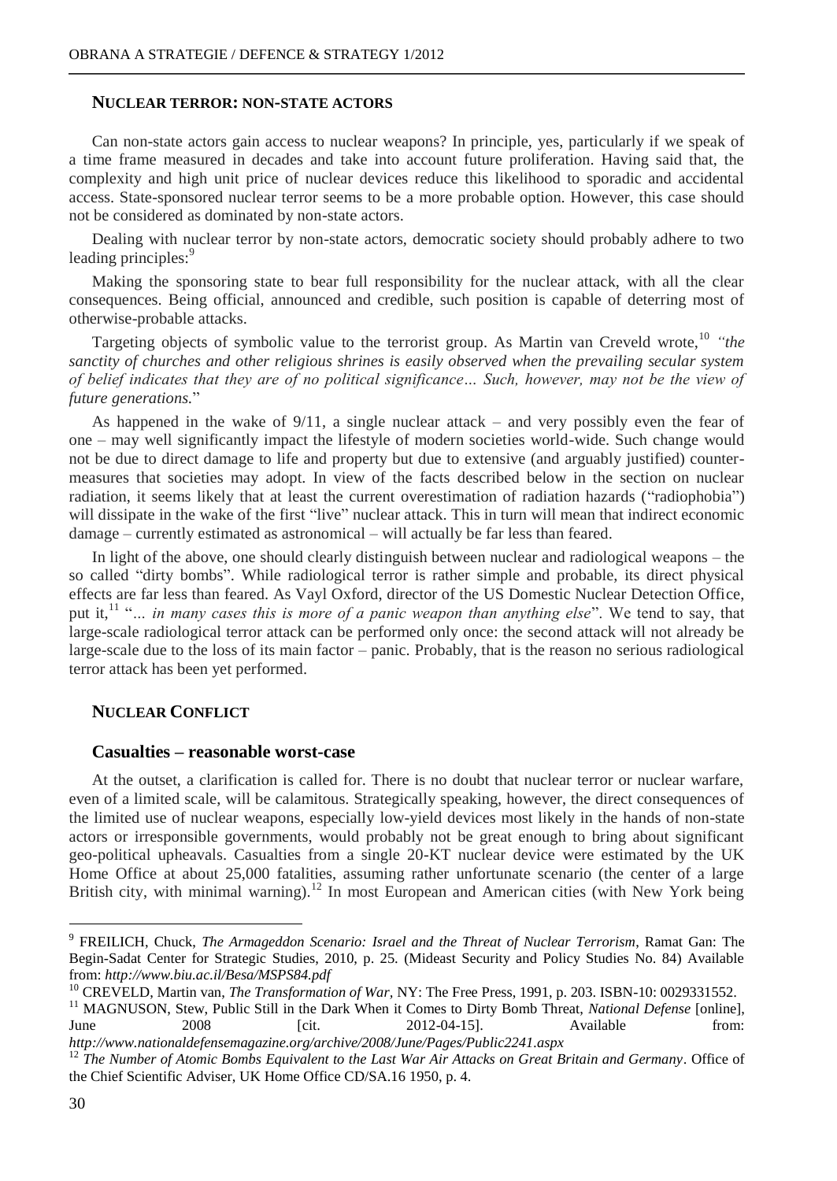### NUCLEAR TERROR: NON-STATE ACTORS

Can non-state actors gain access to nuclear weapons? In principle, yes, particularly if we speak of a time frame measured in decades and take into account future proliferation. Having said that, the complexity and high unit price of nuclear devices reduce this likelihood to sporadic and accidental access. State-sponsored nuclear terror seems to be a more probable option. However, this case should not be considered as dominated by non-state actors.

Dealing with nuclear terror by non-state actors, democratic society should probably adhere to two leading principles:[9]

Making the sponsoring state to bear full responsibility for the nuclear attack, with all the clear consequences. Being official, announced and credible, such position is capable of deterring most of otherwise-probable attacks.

Targeting objects of symbolic value to the terrorist group. As Martin van Creveld wrote,[10] *"the sanctity of churches and other religious shrines is easily observed when the prevailing secular system of belief indicates that they are of no political significance… Such, however, may not be the view of future generations.*"

As happened in the wake of 9/11, a single nuclear attack – and very possibly even the fear of one – may well significantly impact the lifestyle of modern societies world-wide. Such change would not be due to direct damage to life and property but due to extensive (and arguably justified) counter-measures that societies may adopt. In view of the facts described below in the section on nuclear radiation, it seems likely that at least the current overestimation of radiation hazards ("radiophobia") will dissipate in the wake of the first "live" nuclear attack. This in turn will mean that indirect economic damage – currently estimated as astronomical – will actually be far less than feared.

In light of the above, one should clearly distinguish between nuclear and radiological weapons – the so called "dirty bombs". While radiological terror is rather simple and probable, its direct physical effects are far less than feared. As Vayl Oxford, director of the US Domestic Nuclear Detection Office, put it,[11] "*… in many cases this is more of a panic weapon than anything else*". We tend to say, that large-scale radiological terror attack can be performed only once: the second attack will not already be large-scale due to the loss of its main factor – panic. Probably, that is the reason no serious radiological terror attack has been yet performed.

### NUCLEAR CONFLICT

#### Casualties – reasonable worst-case

At the outset, a clarification is called for. There is no doubt that nuclear terror or nuclear warfare, even of a limited scale, will be calamitous. Strategically speaking, however, the direct consequences of the limited use of nuclear weapons, especially low-yield devices most likely in the hands of non-state actors or irresponsible governments, would probably not be great enough to bring about significant geo-political upheavals. Casualties from a single 20-KT nuclear device were estimated by the UK Home Office at about 25,000 fatalities, assuming rather unfortunate scenario (the center of a large British city, with minimal warning).[12] In most European and American cities (with New York being

---

[9] FREILICH, Chuck, *The Armageddon Scenario: Israel and the Threat of Nuclear Terrorism*, Ramat Gan: The Begin-Sadat Center for Strategic Studies, 2010, p. 25. (Mideast Security and Policy Studies No. 84) Available from: *http://www.biu.ac.il/Besa/MSPS84.pdf*

[10] CREVELD, Martin van, *The Transformation of War*, NY: The Free Press, 1991, p. 203. ISBN-10: 0029331552.

[11] MAGNUSON, Stew, Public Still in the Dark When it Comes to Dirty Bomb Threat, *National Defense* [online], June 2008 [cit. 2012-04-15]. Available from: *http://www.nationaldefensemagazine.org/archive/2008/June/Pages/Public2241.aspx*

[12] *The Number of Atomic Bombs Equivalent to the Last War Air Attacks on Great Britain and Germany*. Office of the Chief Scientific Adviser, UK Home Office CD/SA.16 1950, p. 4.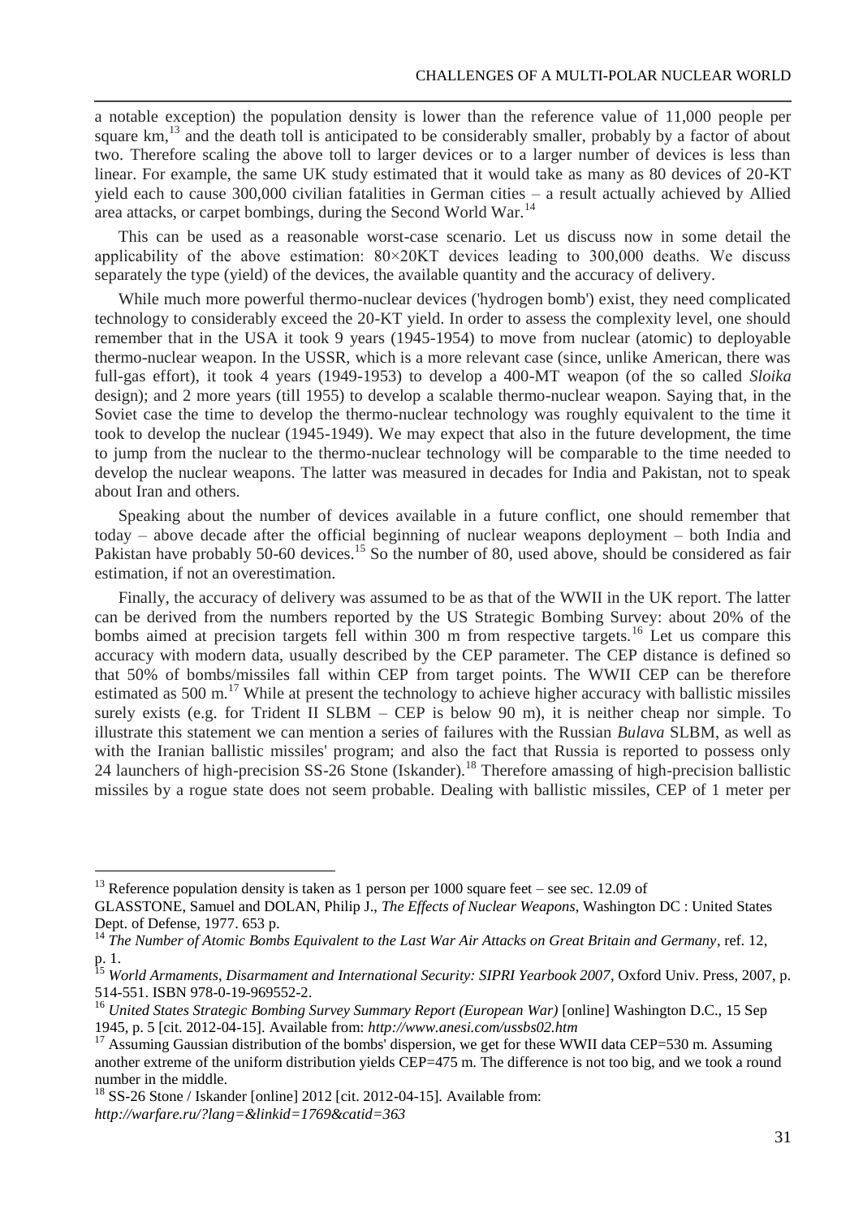a notable exception) the population density is lower than the reference value of 11,000 people per square km,[13] and the death toll is anticipated to be considerably smaller, probably by a factor of about two. Therefore scaling the above toll to larger devices or to a larger number of devices is less than linear. For example, the same UK study estimated that it would take as many as 80 devices of 20-KT yield each to cause 300,000 civilian fatalities in German cities – a result actually achieved by Allied area attacks, or carpet bombings, during the Second World War.[14]

This can be used as a reasonable worst-case scenario. Let us discuss now in some detail the applicability of the above estimation: 80×20KT devices leading to 300,000 deaths. We discuss separately the type (yield) of the devices, the available quantity and the accuracy of delivery.

While much more powerful thermo-nuclear devices ('hydrogen bomb') exist, they need complicated technology to considerably exceed the 20-KT yield. In order to assess the complexity level, one should remember that in the USA it took 9 years (1945-1954) to move from nuclear (atomic) to deployable thermo-nuclear weapon. In the USSR, which is a more relevant case (since, unlike American, there was full-gas effort), it took 4 years (1949-1953) to develop a 400-MT weapon (of the so called *Sloika* design); and 2 more years (till 1955) to develop a scalable thermo-nuclear weapon. Saying that, in the Soviet case the time to develop the thermo-nuclear technology was roughly equivalent to the time it took to develop the nuclear (1945-1949). We may expect that also in the future development, the time to jump from the nuclear to the thermo-nuclear technology will be comparable to the time needed to develop the nuclear weapons. The latter was measured in decades for India and Pakistan, not to speak about Iran and others.

Speaking about the number of devices available in a future conflict, one should remember that today – above decade after the official beginning of nuclear weapons deployment – both India and Pakistan have probably 50-60 devices.[15] So the number of 80, used above, should be considered as fair estimation, if not an overestimation.

Finally, the accuracy of delivery was assumed to be as that of the WWII in the UK report. The latter can be derived from the numbers reported by the US Strategic Bombing Survey: about 20% of the bombs aimed at precision targets fell within 300 m from respective targets.[16] Let us compare this accuracy with modern data, usually described by the CEP parameter. The CEP distance is defined so that 50% of bombs/missiles fall within CEP from target points. The WWII CEP can be therefore estimated as 500 m.[17] While at present the technology to achieve higher accuracy with ballistic missiles surely exists (e.g. for Trident II SLBM – CEP is below 90 m), it is neither cheap nor simple. To illustrate this statement we can mention a series of failures with the Russian *Bulava* SLBM, as well as with the Iranian ballistic missiles' program; and also the fact that Russia is reported to possess only 24 launchers of high-precision SS-26 Stone (Iskander).[18] Therefore amassing of high-precision ballistic missiles by a rogue state does not seem probable. Dealing with ballistic missiles, CEP of 1 meter per

---

[13] Reference population density is taken as 1 person per 1000 square feet – see sec. 12.09 of GLASSTONE, Samuel and DOLAN, Philip J., *The Effects of Nuclear Weapons*, Washington DC : United States Dept. of Defense, 1977. 653 p.

[14] *The Number of Atomic Bombs Equivalent to the Last War Air Attacks on Great Britain and Germany*, ref. 12, p. 1.

[15] *World Armaments, Disarmament and International Security: SIPRI Yearbook 2007*, Oxford Univ. Press, 2007, p. 514-551. ISBN 978-0-19-969552-2.

[16] *United States Strategic Bombing Survey Summary Report (European War)* [online] Washington D.C., 15 Sep 1945, p. 5 [cit. 2012-04-15]. Available from: *http://www.anesi.com/ussbs02.htm*

[17] Assuming Gaussian distribution of the bombs' dispersion, we get for these WWII data CEP=530 m. Assuming another extreme of the uniform distribution yields CEP=475 m. The difference is not too big, and we took a round number in the middle.

[18] SS-26 Stone / Iskander [online] 2012 [cit. 2012-04-15]. Available from: *http://warfare.ru/?lang=&linkid=1769&catid=363*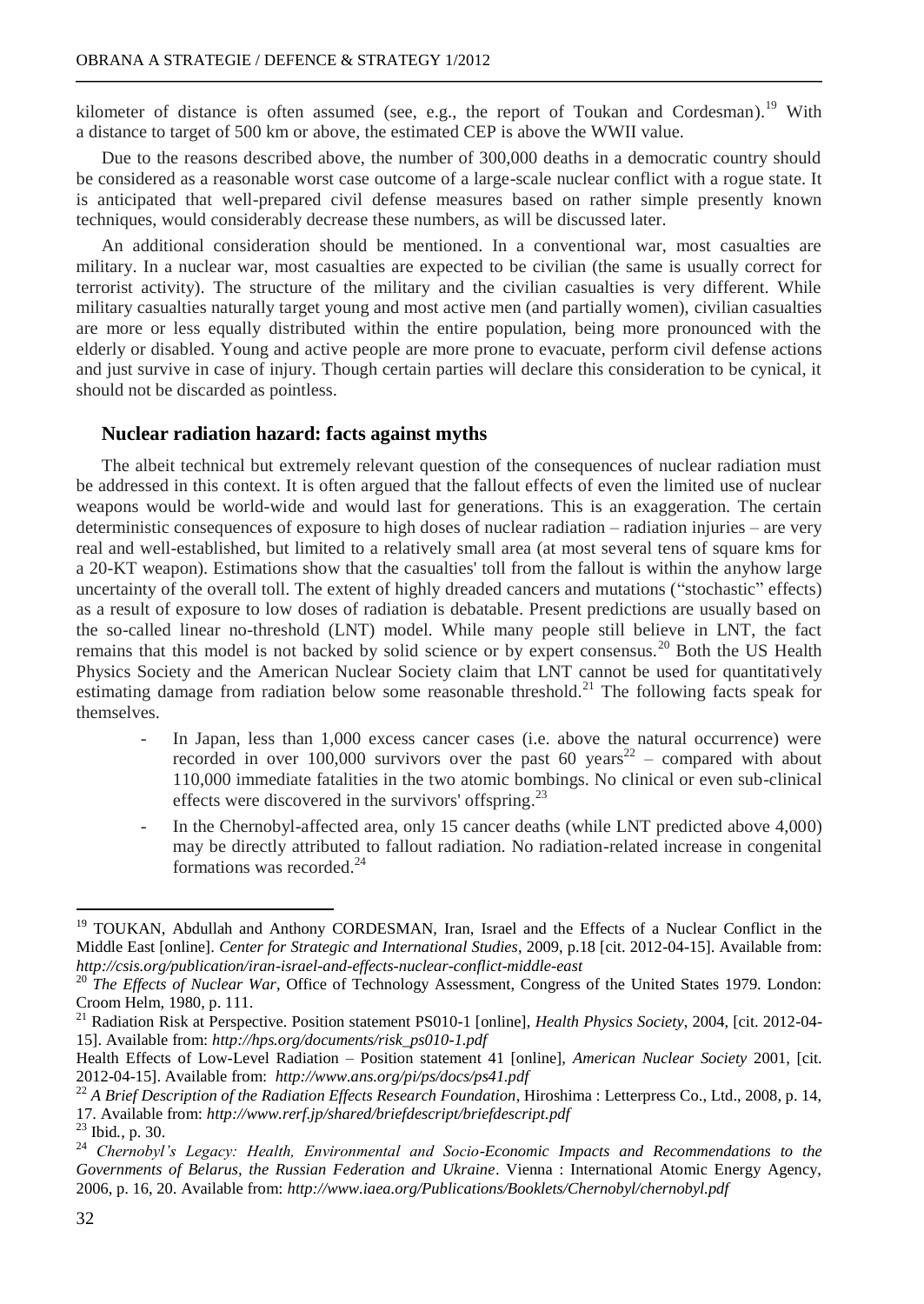kilometer of distance is often assumed (see, e.g., the report of Toukan and Cordesman).[19] With a distance to target of 500 km or above, the estimated CEP is above the WWII value.

Due to the reasons described above, the number of 300,000 deaths in a democratic country should be considered as a reasonable worst case outcome of a large-scale nuclear conflict with a rogue state. It is anticipated that well-prepared civil defense measures based on rather simple presently known techniques, would considerably decrease these numbers, as will be discussed later.

An additional consideration should be mentioned. In a conventional war, most casualties are military. In a nuclear war, most casualties are expected to be civilian (the same is usually correct for terrorist activity). The structure of the military and the civilian casualties is very different. While military casualties naturally target young and most active men (and partially women), civilian casualties are more or less equally distributed within the entire population, being more pronounced with the elderly or disabled. Young and active people are more prone to evacuate, perform civil defense actions and just survive in case of injury. Though certain parties will declare this consideration to be cynical, it should not be discarded as pointless.

## Nuclear radiation hazard: facts against myths

The albeit technical but extremely relevant question of the consequences of nuclear radiation must be addressed in this context. It is often argued that the fallout effects of even the limited use of nuclear weapons would be world-wide and would last for generations. This is an exaggeration. The certain deterministic consequences of exposure to high doses of nuclear radiation – radiation injuries – are very real and well-established, but limited to a relatively small area (at most several tens of square kms for a 20-KT weapon). Estimations show that the casualties' toll from the fallout is within the anyhow large uncertainty of the overall toll. The extent of highly dreaded cancers and mutations ("stochastic" effects) as a result of exposure to low doses of radiation is debatable. Present predictions are usually based on the so-called linear no-threshold (LNT) model. While many people still believe in LNT, the fact remains that this model is not backed by solid science or by expert consensus.[20] Both the US Health Physics Society and the American Nuclear Society claim that LNT cannot be used for quantitatively estimating damage from radiation below some reasonable threshold.[21] The following facts speak for themselves.

- In Japan, less than 1,000 excess cancer cases (i.e. above the natural occurrence) were recorded in over 100,000 survivors over the past 60 years[22] – compared with about 110,000 immediate fatalities in the two atomic bombings. No clinical or even sub-clinical effects were discovered in the survivors' offspring.[23]
- In the Chernobyl-affected area, only 15 cancer deaths (while LNT predicted above 4,000) may be directly attributed to fallout radiation. No radiation-related increase in congenital formations was recorded.[24]

---

[19] TOUKAN, Abdullah and Anthony CORDESMAN, Iran, Israel and the Effects of a Nuclear Conflict in the Middle East [online]. *Center for Strategic and International Studies*, 2009, p.18 [cit. 2012-04-15]. Available from: *http://csis.org/publication/iran-israel-and-effects-nuclear-conflict-middle-east*

[20] *The Effects of Nuclear War*, Office of Technology Assessment, Congress of the United States 1979. London: Croom Helm, 1980, p. 111.

[21] Radiation Risk at Perspective. Position statement PS010-1 [online], *Health Physics Society*, 2004, [cit. 2012-04-15]. Available from: *http://hps.org/documents/risk_ps010-1.pdf*

Health Effects of Low-Level Radiation – Position statement 41 [online], *American Nuclear Society* 2001, [cit. 2012-04-15]. Available from: *http://www.ans.org/pi/ps/docs/ps41.pdf*

[22] *A Brief Description of the Radiation Effects Research Foundation*, Hiroshima : Letterpress Co., Ltd., 2008, p. 14, 17. Available from: *http://www.rerf.jp/shared/briefdescript/briefdescript.pdf*

[23] Ibid., p. 30.

[24] *Chernobyl's Legacy: Health, Environmental and Socio-Economic Impacts and Recommendations to the Governments of Belarus, the Russian Federation and Ukraine*. Vienna : International Atomic Energy Agency, 2006, p. 16, 20. Available from: *http://www.iaea.org/Publications/Booklets/Chernobyl/chernobyl.pdf*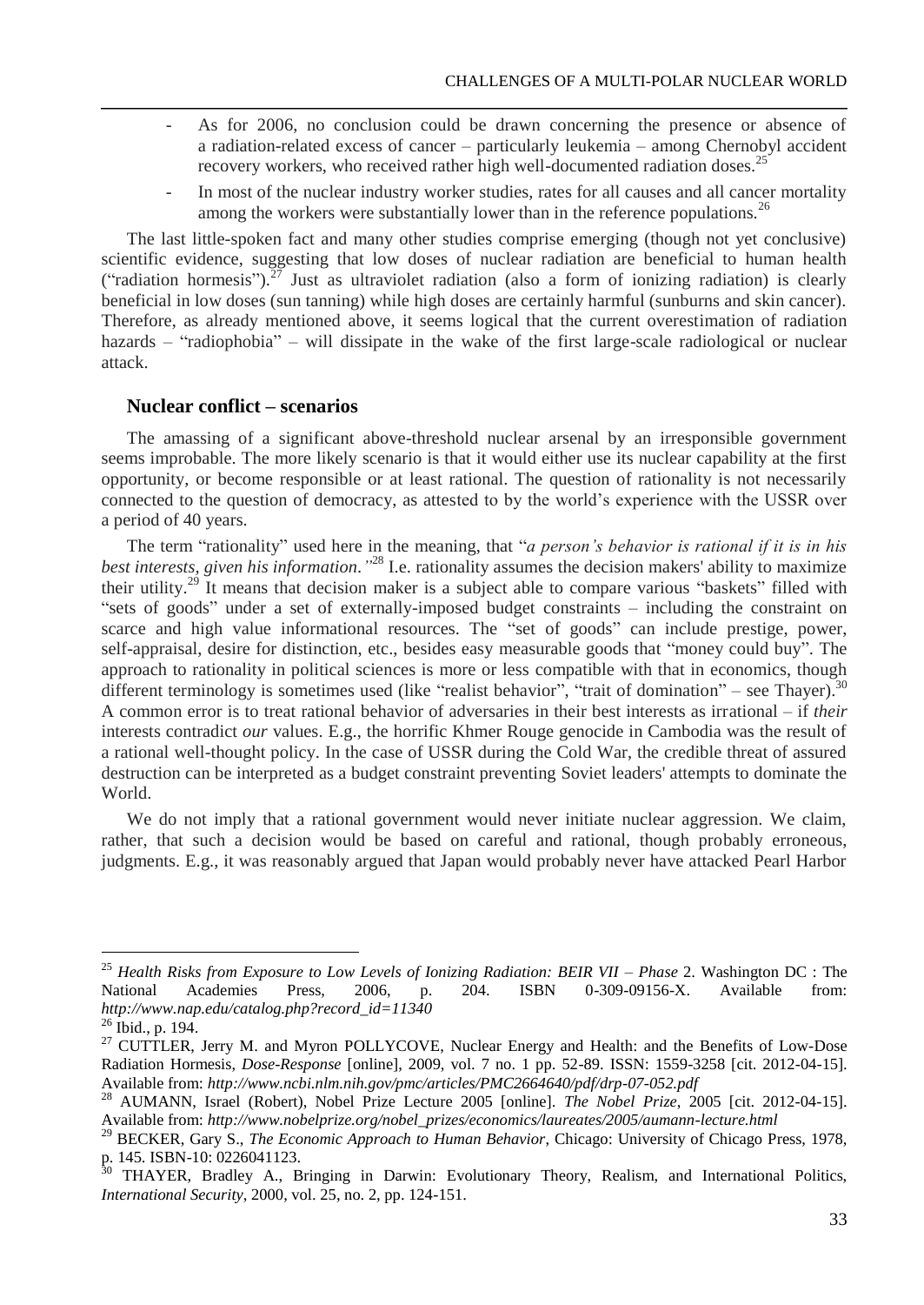- As for 2006, no conclusion could be drawn concerning the presence or absence of a radiation-related excess of cancer – particularly leukemia – among Chernobyl accident recovery workers, who received rather high well-documented radiation doses.[25]
- In most of the nuclear industry worker studies, rates for all causes and all cancer mortality among the workers were substantially lower than in the reference populations.[26]

The last little-spoken fact and many other studies comprise emerging (though not yet conclusive) scientific evidence, suggesting that low doses of nuclear radiation are beneficial to human health ("radiation hormesis").[27] Just as ultraviolet radiation (also a form of ionizing radiation) is clearly beneficial in low doses (sun tanning) while high doses are certainly harmful (sunburns and skin cancer). Therefore, as already mentioned above, it seems logical that the current overestimation of radiation hazards – "radiophobia" – will dissipate in the wake of the first large-scale radiological or nuclear attack.

## Nuclear conflict – scenarios

The amassing of a significant above-threshold nuclear arsenal by an irresponsible government seems improbable. The more likely scenario is that it would either use its nuclear capability at the first opportunity, or become responsible or at least rational. The question of rationality is not necessarily connected to the question of democracy, as attested to by the world's experience with the USSR over a period of 40 years.

The term "rationality" used here in the meaning, that "*a person's behavior is rational if it is in his best interests, given his information.*"[28] I.e. rationality assumes the decision makers' ability to maximize their utility.[29] It means that decision maker is a subject able to compare various "baskets" filled with "sets of goods" under a set of externally-imposed budget constraints – including the constraint on scarce and high value informational resources. The "set of goods" can include prestige, power, self-appraisal, desire for distinction, etc., besides easy measurable goods that "money could buy". The approach to rationality in political sciences is more or less compatible with that in economics, though different terminology is sometimes used (like "realist behavior", "trait of domination" – see Thayer).[30] A common error is to treat rational behavior of adversaries in their best interests as irrational – if *their* interests contradict *our* values. E.g., the horrific Khmer Rouge genocide in Cambodia was the result of a rational well-thought policy. In the case of USSR during the Cold War, the credible threat of assured destruction can be interpreted as a budget constraint preventing Soviet leaders' attempts to dominate the World.

We do not imply that a rational government would never initiate nuclear aggression. We claim, rather, that such a decision would be based on careful and rational, though probably erroneous, judgments. E.g., it was reasonably argued that Japan would probably never have attacked Pearl Harbor

---

[25] *Health Risks from Exposure to Low Levels of Ionizing Radiation: BEIR VII – Phase* 2. Washington DC : The National Academies Press, 2006, p. 204. ISBN 0-309-09156-X. Available from: *http://www.nap.edu/catalog.php?record_id=11340*

[26] Ibid., p. 194.

[27] CUTTLER, Jerry M. and Myron POLLYCOVE, Nuclear Energy and Health: and the Benefits of Low-Dose Radiation Hormesis, *Dose-Response* [online], 2009, vol. 7 no. 1 pp. 52-89. ISSN: 1559-3258 [cit. 2012-04-15]. Available from: *http://www.ncbi.nlm.nih.gov/pmc/articles/PMC2664640/pdf/drp-07-052.pdf*

[28] AUMANN, Israel (Robert), Nobel Prize Lecture 2005 [online]. *The Nobel Prize*, 2005 [cit. 2012-04-15]. Available from: *http://www.nobelprize.org/nobel_prizes/economics/laureates/2005/aumann-lecture.html*

[29] BECKER, Gary S., *The Economic Approach to Human Behavior*, Chicago: University of Chicago Press, 1978, p. 145. ISBN-10: 0226041123.

[30] THAYER, Bradley A., Bringing in Darwin: Evolutionary Theory, Realism, and International Politics, *International Security*, 2000, vol. 25, no. 2, pp. 124-151.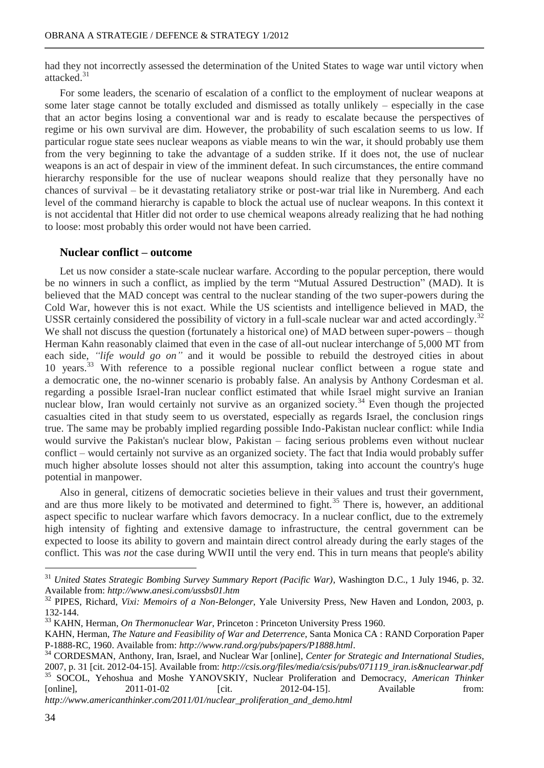had they not incorrectly assessed the determination of the United States to wage war until victory when attacked.[31]

For some leaders, the scenario of escalation of a conflict to the employment of nuclear weapons at some later stage cannot be totally excluded and dismissed as totally unlikely – especially in the case that an actor begins losing a conventional war and is ready to escalate because the perspectives of regime or his own survival are dim. However, the probability of such escalation seems to us low. If particular rogue state sees nuclear weapons as viable means to win the war, it should probably use them from the very beginning to take the advantage of a sudden strike. If it does not, the use of nuclear weapons is an act of despair in view of the imminent defeat. In such circumstances, the entire command hierarchy responsible for the use of nuclear weapons should realize that they personally have no chances of survival – be it devastating retaliatory strike or post-war trial like in Nuremberg. And each level of the command hierarchy is capable to block the actual use of nuclear weapons. In this context it is not accidental that Hitler did not order to use chemical weapons already realizing that he had nothing to loose: most probably this order would not have been carried.

## Nuclear conflict – outcome

Let us now consider a state-scale nuclear warfare. According to the popular perception, there would be no winners in such a conflict, as implied by the term "Mutual Assured Destruction" (MAD). It is believed that the MAD concept was central to the nuclear standing of the two super-powers during the Cold War, however this is not exact. While the US scientists and intelligence believed in MAD, the USSR certainly considered the possibility of victory in a full-scale nuclear war and acted accordingly.[32] We shall not discuss the question (fortunately a historical one) of MAD between super-powers – though Herman Kahn reasonably claimed that even in the case of all-out nuclear interchange of 5,000 MT from each side, *"life would go on"* and it would be possible to rebuild the destroyed cities in about 10 years.[33] With reference to a possible regional nuclear conflict between a rogue state and a democratic one, the no-winner scenario is probably false. An analysis by Anthony Cordesman et al. regarding a possible Israel-Iran nuclear conflict estimated that while Israel might survive an Iranian nuclear blow, Iran would certainly not survive as an organized society.[34] Even though the projected casualties cited in that study seem to us overstated, especially as regards Israel, the conclusion rings true. The same may be probably implied regarding possible Indo-Pakistan nuclear conflict: while India would survive the Pakistan's nuclear blow, Pakistan – facing serious problems even without nuclear conflict – would certainly not survive as an organized society. The fact that India would probably suffer much higher absolute losses should not alter this assumption, taking into account the country's huge potential in manpower.

Also in general, citizens of democratic societies believe in their values and trust their government, and are thus more likely to be motivated and determined to fight.[35] There is, however, an additional aspect specific to nuclear warfare which favors democracy. In a nuclear conflict, due to the extremely high intensity of fighting and extensive damage to infrastructure, the central government can be expected to loose its ability to govern and maintain direct control already during the early stages of the conflict. This was *not* the case during WWII until the very end. This in turn means that people's ability

---

[31] *United States Strategic Bombing Survey Summary Report (Pacific War)*, Washington D.C., 1 July 1946, p. 32. Available from: *http://www.anesi.com/ussbs01.htm*

[32] PIPES, Richard, *Vixi: Memoirs of a Non-Belonger*, Yale University Press, New Haven and London, 2003, p. 132-144.

[33] KAHN, Herman, *On Thermonuclear War*, Princeton : Princeton University Press 1960.
KAHN, Herman, *The Nature and Feasibility of War and Deterrence*, Santa Monica CA : RAND Corporation Paper P-1888-RC, 1960. Available from: *http://www.rand.org/pubs/papers/P1888.html*.

[34] CORDESMAN, Anthony, Iran, Israel, and Nuclear War [online], *Center for Strategic and International Studies*, 2007, p. 31 [cit. 2012-04-15]. Available from: *http://csis.org/files/media/csis/pubs/071119_iran.is&nuclearwar.pdf*

[35] SOCOL, Yehoshua and Moshe YANOVSKIY, Nuclear Proliferation and Democracy, *American Thinker* [online], 2011-01-02 [cit. 2012-04-15]. Available from: *http://www.americanthinker.com/2011/01/nuclear_proliferation_and_demo.html*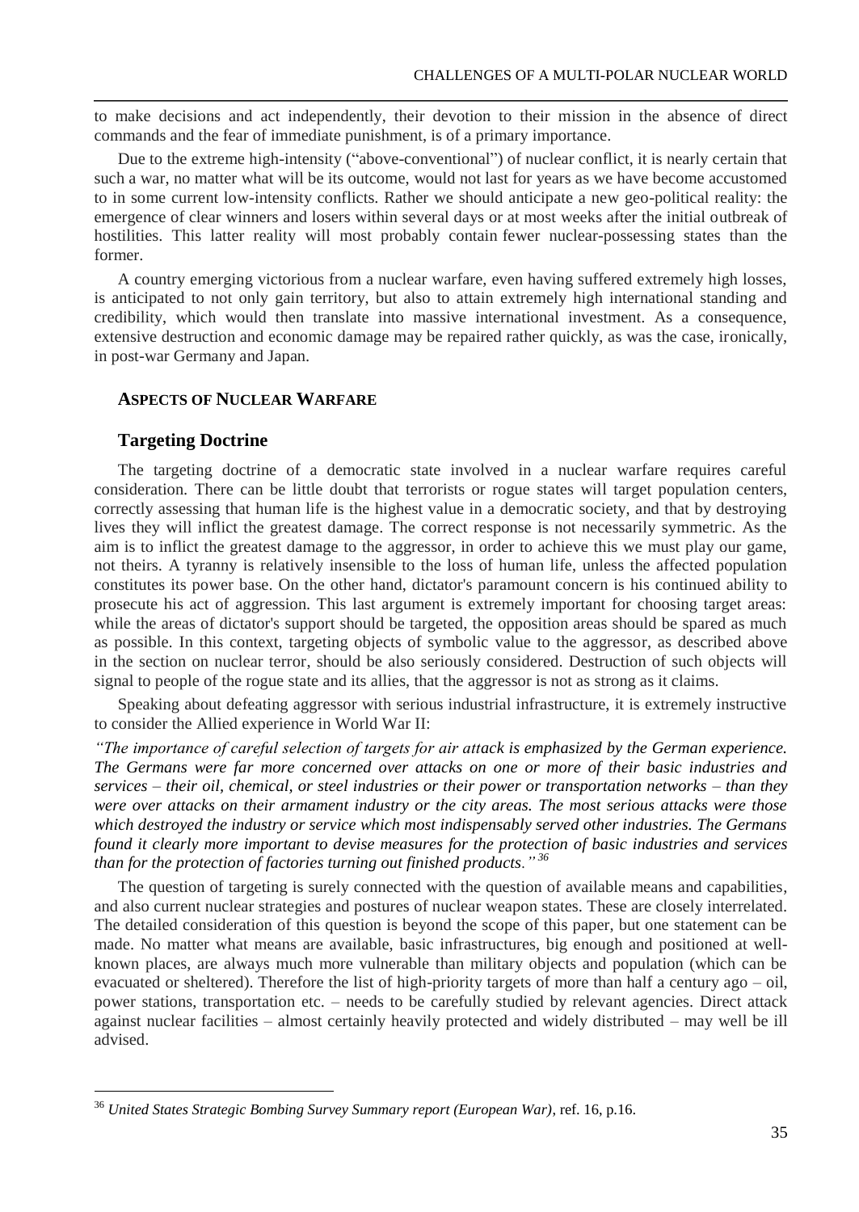to make decisions and act independently, their devotion to their mission in the absence of direct commands and the fear of immediate punishment, is of a primary importance.

Due to the extreme high-intensity ("above-conventional") of nuclear conflict, it is nearly certain that such a war, no matter what will be its outcome, would not last for years as we have become accustomed to in some current low-intensity conflicts. Rather we should anticipate a new geo-political reality: the emergence of clear winners and losers within several days or at most weeks after the initial outbreak of hostilities. This latter reality will most probably contain fewer nuclear-possessing states than the former.

A country emerging victorious from a nuclear warfare, even having suffered extremely high losses, is anticipated to not only gain territory, but also to attain extremely high international standing and credibility, which would then translate into massive international investment. As a consequence, extensive destruction and economic damage may be repaired rather quickly, as was the case, ironically, in post-war Germany and Japan.

## ASPECTS OF NUCLEAR WARFARE

### Targeting Doctrine

The targeting doctrine of a democratic state involved in a nuclear warfare requires careful consideration. There can be little doubt that terrorists or rogue states will target population centers, correctly assessing that human life is the highest value in a democratic society, and that by destroying lives they will inflict the greatest damage. The correct response is not necessarily symmetric. As the aim is to inflict the greatest damage to the aggressor, in order to achieve this we must play our game, not theirs. A tyranny is relatively insensible to the loss of human life, unless the affected population constitutes its power base. On the other hand, dictator's paramount concern is his continued ability to prosecute his act of aggression. This last argument is extremely important for choosing target areas: while the areas of dictator's support should be targeted, the opposition areas should be spared as much as possible. In this context, targeting objects of symbolic value to the aggressor, as described above in the section on nuclear terror, should be also seriously considered. Destruction of such objects will signal to people of the rogue state and its allies, that the aggressor is not as strong as it claims.

Speaking about defeating aggressor with serious industrial infrastructure, it is extremely instructive to consider the Allied experience in World War II:

*"The importance of careful selection of targets for air attack is emphasized by the German experience. The Germans were far more concerned over attacks on one or more of their basic industries and services – their oil, chemical, or steel industries or their power or transportation networks – than they were over attacks on their armament industry or the city areas. The most serious attacks were those which destroyed the industry or service which most indispensably served other industries. The Germans found it clearly more important to devise measures for the protection of basic industries and services than for the protection of factories turning out finished products."* [36]

The question of targeting is surely connected with the question of available means and capabilities, and also current nuclear strategies and postures of nuclear weapon states. These are closely interrelated. The detailed consideration of this question is beyond the scope of this paper, but one statement can be made. No matter what means are available, basic infrastructures, big enough and positioned at well-known places, are always much more vulnerable than military objects and population (which can be evacuated or sheltered). Therefore the list of high-priority targets of more than half a century ago – oil, power stations, transportation etc. – needs to be carefully studied by relevant agencies. Direct attack against nuclear facilities – almost certainly heavily protected and widely distributed – may well be ill advised.

[36] *United States Strategic Bombing Survey Summary report (European War)*, ref. 16, p.16.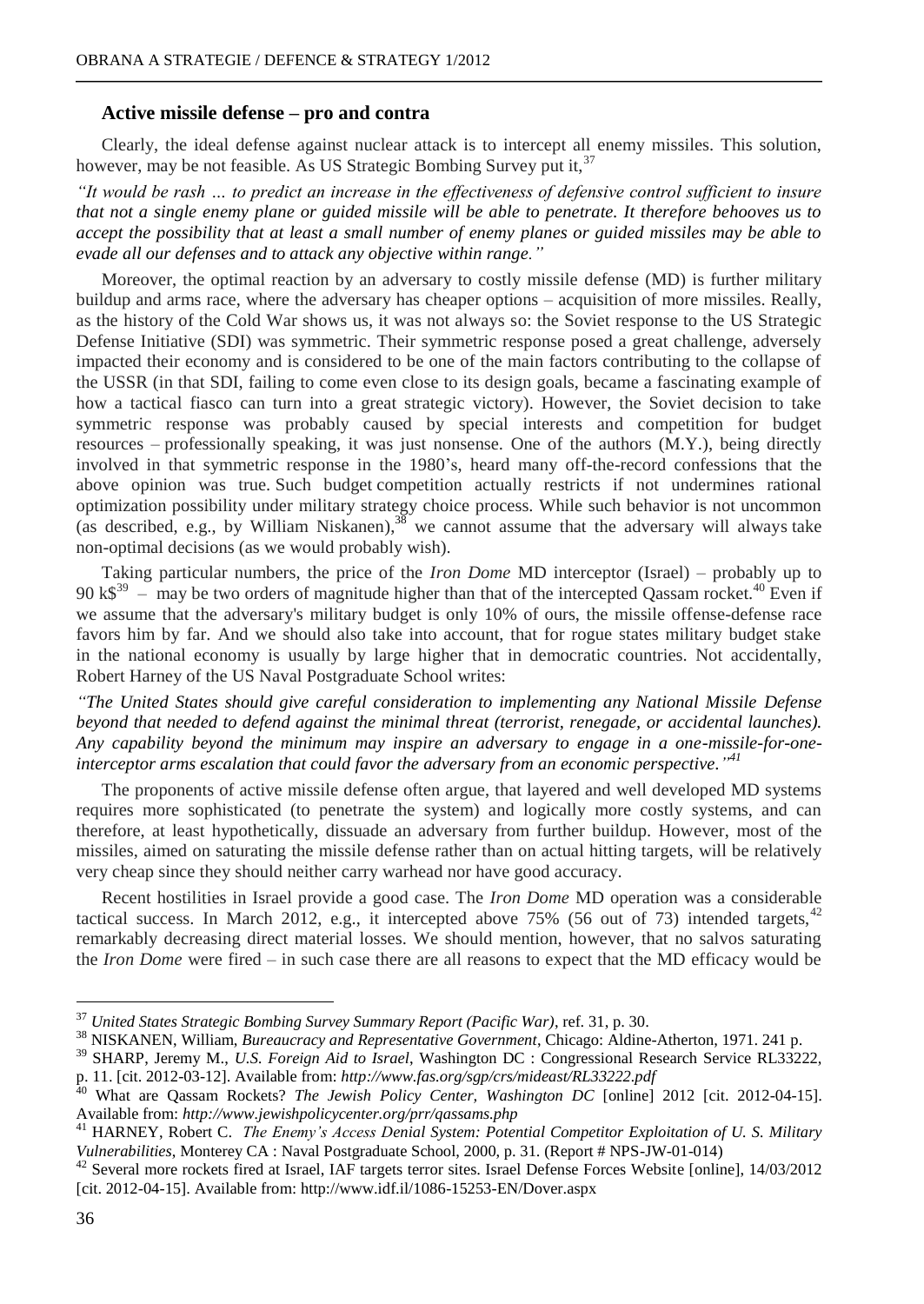### Active missile defense – pro and contra

Clearly, the ideal defense against nuclear attack is to intercept all enemy missiles. This solution, however, may be not feasible. As US Strategic Bombing Survey put it,[37]

*"It would be rash … to predict an increase in the effectiveness of defensive control sufficient to insure that not a single enemy plane or guided missile will be able to penetrate. It therefore behooves us to accept the possibility that at least a small number of enemy planes or guided missiles may be able to evade all our defenses and to attack any objective within range."*

Moreover, the optimal reaction by an adversary to costly missile defense (MD) is further military buildup and arms race, where the adversary has cheaper options – acquisition of more missiles. Really, as the history of the Cold War shows us, it was not always so: the Soviet response to the US Strategic Defense Initiative (SDI) was symmetric. Their symmetric response posed a great challenge, adversely impacted their economy and is considered to be one of the main factors contributing to the collapse of the USSR (in that SDI, failing to come even close to its design goals, became a fascinating example of how a tactical fiasco can turn into a great strategic victory). However, the Soviet decision to take symmetric response was probably caused by special interests and competition for budget resources – professionally speaking, it was just nonsense. One of the authors (M.Y.), being directly involved in that symmetric response in the 1980's, heard many off-the-record confessions that the above opinion was true. Such budget competition actually restricts if not undermines rational optimization possibility under military strategy choice process. While such behavior is not uncommon (as described, e.g., by William Niskanen),[38] we cannot assume that the adversary will always take non-optimal decisions (as we would probably wish).

Taking particular numbers, the price of the *Iron Dome* MD interceptor (Israel) – probably up to 90 k$[39] – may be two orders of magnitude higher than that of the intercepted Qassam rocket.[40] Even if we assume that the adversary's military budget is only 10% of ours, the missile offense-defense race favors him by far. And we should also take into account, that for rogue states military budget stake in the national economy is usually by large higher that in democratic countries. Not accidentally, Robert Harney of the US Naval Postgraduate School writes:

*"The United States should give careful consideration to implementing any National Missile Defense beyond that needed to defend against the minimal threat (terrorist, renegade, or accidental launches). Any capability beyond the minimum may inspire an adversary to engage in a one-missile-for-one-interceptor arms escalation that could favor the adversary from an economic perspective."*[41]

The proponents of active missile defense often argue, that layered and well developed MD systems requires more sophisticated (to penetrate the system) and logically more costly systems, and can therefore, at least hypothetically, dissuade an adversary from further buildup. However, most of the missiles, aimed on saturating the missile defense rather than on actual hitting targets, will be relatively very cheap since they should neither carry warhead nor have good accuracy.

Recent hostilities in Israel provide a good case. The *Iron Dome* MD operation was a considerable tactical success. In March 2012, e.g., it intercepted above 75% (56 out of 73) intended targets,[42] remarkably decreasing direct material losses. We should mention, however, that no salvos saturating the *Iron Dome* were fired – in such case there are all reasons to expect that the MD efficacy would be

---

[37] *United States Strategic Bombing Survey Summary Report (Pacific War)*, ref. 31, p. 30.

[38] NISKANEN, William, *Bureaucracy and Representative Government*, Chicago: Aldine-Atherton, 1971. 241 p.

[39] SHARP, Jeremy M., *U.S. Foreign Aid to Israel*, Washington DC : Congressional Research Service RL33222, p. 11. [cit. 2012-03-12]. Available from: *http://www.fas.org/sgp/crs/mideast/RL33222.pdf*

[40] What are Qassam Rockets? *The Jewish Policy Center, Washington DC* [online] 2012 [cit. 2012-04-15]. Available from: *http://www.jewishpolicycenter.org/prr/qassams.php*

[41] HARNEY, Robert C. *The Enemy's Access Denial System: Potential Competitor Exploitation of U. S. Military Vulnerabilities*, Monterey CA : Naval Postgraduate School, 2000, p. 31. (Report # NPS-JW-01-014)

[42] Several more rockets fired at Israel, IAF targets terror sites. Israel Defense Forces Website [online], 14/03/2012 [cit. 2012-04-15]. Available from: http://www.idf.il/1086-15253-EN/Dover.aspx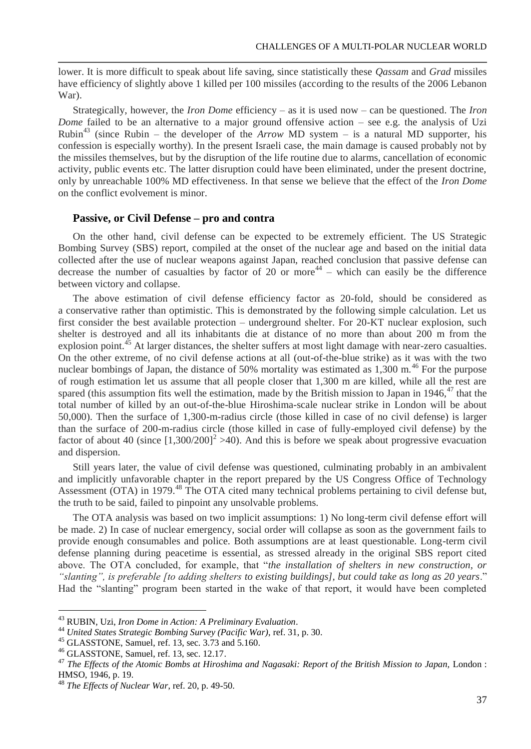lower. It is more difficult to speak about life saving, since statistically these *Qassam* and *Grad* missiles have efficiency of slightly above 1 killed per 100 missiles (according to the results of the 2006 Lebanon War).

Strategically, however, the *Iron Dome* efficiency – as it is used now – can be questioned. The *Iron Dome* failed to be an alternative to a major ground offensive action – see e.g. the analysis of Uzi Rubin[43] (since Rubin – the developer of the *Arrow* MD system – is a natural MD supporter, his confession is especially worthy). In the present Israeli case, the main damage is caused probably not by the missiles themselves, but by the disruption of the life routine due to alarms, cancellation of economic activity, public events etc. The latter disruption could have been eliminated, under the present doctrine, only by unreachable 100% MD effectiveness. In that sense we believe that the effect of the *Iron Dome* on the conflict evolvement is minor.

## Passive, or Civil Defense – pro and contra

On the other hand, civil defense can be expected to be extremely efficient. The US Strategic Bombing Survey (SBS) report, compiled at the onset of the nuclear age and based on the initial data collected after the use of nuclear weapons against Japan, reached conclusion that passive defense can decrease the number of casualties by factor of 20 or more[44] – which can easily be the difference between victory and collapse.

The above estimation of civil defense efficiency factor as 20-fold, should be considered as a conservative rather than optimistic. This is demonstrated by the following simple calculation. Let us first consider the best available protection – underground shelter. For 20-KT nuclear explosion, such shelter is destroyed and all its inhabitants die at distance of no more than about 200 m from the explosion point.[45] At larger distances, the shelter suffers at most light damage with near-zero casualties. On the other extreme, of no civil defense actions at all (out-of-the-blue strike) as it was with the two nuclear bombings of Japan, the distance of 50% mortality was estimated as 1,300 m.[46] For the purpose of rough estimation let us assume that all people closer that 1,300 m are killed, while all the rest are spared (this assumption fits well the estimation, made by the British mission to Japan in 1946,[47] that the total number of killed by an out-of-the-blue Hiroshima-scale nuclear strike in London will be about 50,000). Then the surface of 1,300-m-radius circle (those killed in case of no civil defense) is larger than the surface of 200-m-radius circle (those killed in case of fully-employed civil defense) by the factor of about 40 (since $[1{,}300/200]^2 > 40$). And this is before we speak about progressive evacuation and dispersion.

Still years later, the value of civil defense was questioned, culminating probably in an ambivalent and implicitly unfavorable chapter in the report prepared by the US Congress Office of Technology Assessment (OTA) in 1979.[48] The OTA cited many technical problems pertaining to civil defense but, the truth to be said, failed to pinpoint any unsolvable problems.

The OTA analysis was based on two implicit assumptions: 1) No long-term civil defense effort will be made. 2) In case of nuclear emergency, social order will collapse as soon as the government fails to provide enough consumables and police. Both assumptions are at least questionable. Long-term civil defense planning during peacetime is essential, as stressed already in the original SBS report cited above. The OTA concluded, for example, that "*the installation of shelters in new construction, or "slanting", is preferable [to adding shelters to existing buildings], but could take as long as 20 years*." Had the "slanting" program been started in the wake of that report, it would have been completed

---

[43] RUBIN, Uzi, *Iron Dome in Action: A Preliminary Evaluation*.

[44] *United States Strategic Bombing Survey (Pacific War)*, ref. 31, p. 30.

[45] GLASSTONE, Samuel, ref. 13, sec. 3.73 and 5.160.

[46] GLASSTONE, Samuel, ref. 13, sec. 12.17.

[47] *The Effects of the Atomic Bombs at Hiroshima and Nagasaki: Report of the British Mission to Japan,* London : HMSO, 1946, p. 19.

[48] *The Effects of Nuclear War*, ref. 20, p. 49-50.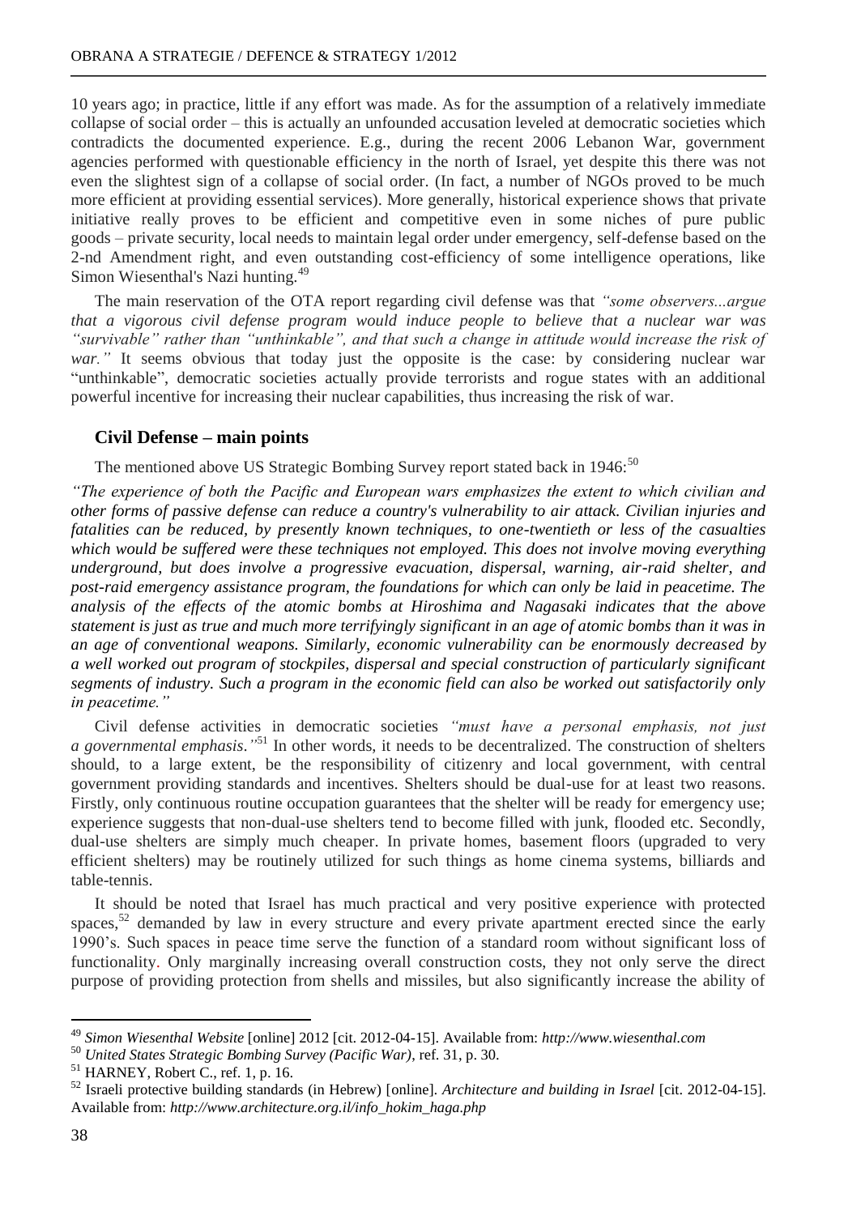10 years ago; in practice, little if any effort was made. As for the assumption of a relatively immediate collapse of social order – this is actually an unfounded accusation leveled at democratic societies which contradicts the documented experience. E.g., during the recent 2006 Lebanon War, government agencies performed with questionable efficiency in the north of Israel, yet despite this there was not even the slightest sign of a collapse of social order. (In fact, a number of NGOs proved to be much more efficient at providing essential services). More generally, historical experience shows that private initiative really proves to be efficient and competitive even in some niches of pure public goods – private security, local needs to maintain legal order under emergency, self-defense based on the 2-nd Amendment right, and even outstanding cost-efficiency of some intelligence operations, like Simon Wiesenthal's Nazi hunting.[49]

The main reservation of the OTA report regarding civil defense was that *"some observers...argue that a vigorous civil defense program would induce people to believe that a nuclear war was "survivable" rather than "unthinkable", and that such a change in attitude would increase the risk of war."* It seems obvious that today just the opposite is the case: by considering nuclear war "unthinkable", democratic societies actually provide terrorists and rogue states with an additional powerful incentive for increasing their nuclear capabilities, thus increasing the risk of war.

## Civil Defense – main points

The mentioned above US Strategic Bombing Survey report stated back in 1946:[50]

*"The experience of both the Pacific and European wars emphasizes the extent to which civilian and other forms of passive defense can reduce a country's vulnerability to air attack. Civilian injuries and fatalities can be reduced, by presently known techniques, to one-twentieth or less of the casualties which would be suffered were these techniques not employed. This does not involve moving everything underground, but does involve a progressive evacuation, dispersal, warning, air-raid shelter, and post-raid emergency assistance program, the foundations for which can only be laid in peacetime. The analysis of the effects of the atomic bombs at Hiroshima and Nagasaki indicates that the above statement is just as true and much more terrifyingly significant in an age of atomic bombs than it was in an age of conventional weapons. Similarly, economic vulnerability can be enormously decreased by a well worked out program of stockpiles, dispersal and special construction of particularly significant segments of industry. Such a program in the economic field can also be worked out satisfactorily only in peacetime."*

Civil defense activities in democratic societies *"must have a personal emphasis, not just a governmental emphasis."*[51] In other words, it needs to be decentralized. The construction of shelters should, to a large extent, be the responsibility of citizenry and local government, with central government providing standards and incentives. Shelters should be dual-use for at least two reasons. Firstly, only continuous routine occupation guarantees that the shelter will be ready for emergency use; experience suggests that non-dual-use shelters tend to become filled with junk, flooded etc. Secondly, dual-use shelters are simply much cheaper. In private homes, basement floors (upgraded to very efficient shelters) may be routinely utilized for such things as home cinema systems, billiards and table-tennis.

It should be noted that Israel has much practical and very positive experience with protected spaces,[52] demanded by law in every structure and every private apartment erected since the early 1990's. Such spaces in peace time serve the function of a standard room without significant loss of functionality. Only marginally increasing overall construction costs, they not only serve the direct purpose of providing protection from shells and missiles, but also significantly increase the ability of

---

[49] *Simon Wiesenthal Website* [online] 2012 [cit. 2012-04-15]. Available from: *http://www.wiesenthal.com*

[50] *United States Strategic Bombing Survey (Pacific War)*, ref. 31, p. 30.

[51] HARNEY, Robert C., ref. 1, p. 16.

[52] Israeli protective building standards (in Hebrew) [online]. *Architecture and building in Israel* [cit. 2012-04-15]. Available from: *http://www.architecture.org.il/info_hokim_haga.php*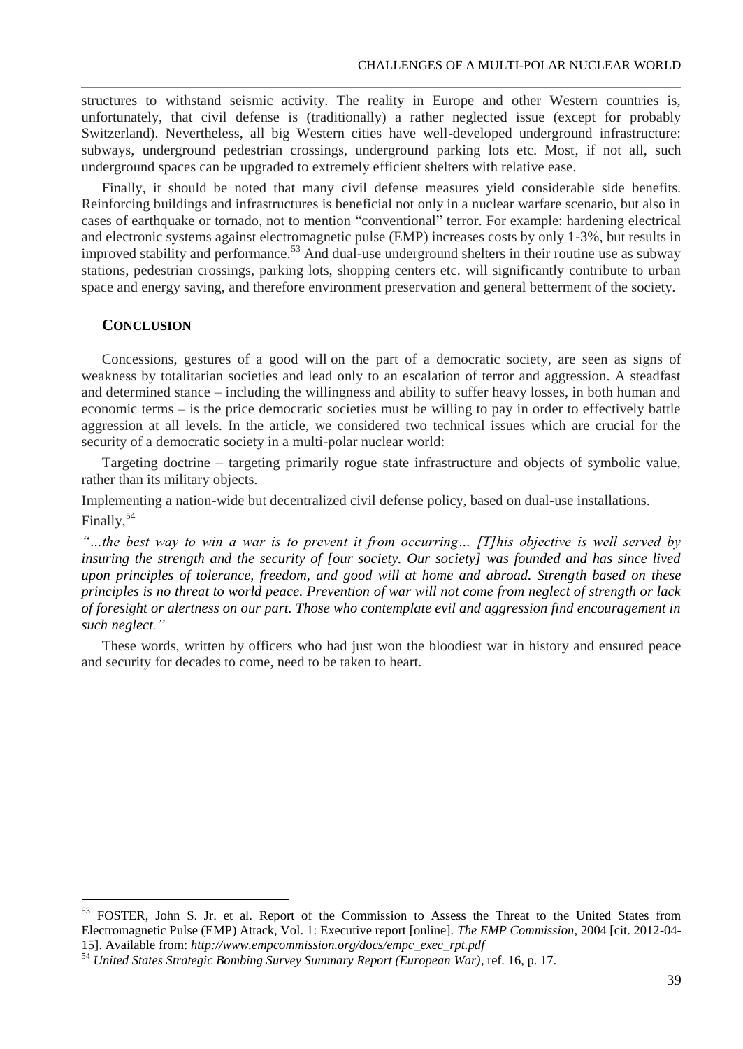structures to withstand seismic activity. The reality in Europe and other Western countries is, unfortunately, that civil defense is (traditionally) a rather neglected issue (except for probably Switzerland). Nevertheless, all big Western cities have well-developed underground infrastructure: subways, underground pedestrian crossings, underground parking lots etc. Most, if not all, such underground spaces can be upgraded to extremely efficient shelters with relative ease.

Finally, it should be noted that many civil defense measures yield considerable side benefits. Reinforcing buildings and infrastructures is beneficial not only in a nuclear warfare scenario, but also in cases of earthquake or tornado, not to mention "conventional" terror. For example: hardening electrical and electronic systems against electromagnetic pulse (EMP) increases costs by only 1-3%, but results in improved stability and performance.[53] And dual-use underground shelters in their routine use as subway stations, pedestrian crossings, parking lots, shopping centers etc. will significantly contribute to urban space and energy saving, and therefore environment preservation and general betterment of the society.

## CONCLUSION

Concessions, gestures of a good will on the part of a democratic society, are seen as signs of weakness by totalitarian societies and lead only to an escalation of terror and aggression. A steadfast and determined stance – including the willingness and ability to suffer heavy losses, in both human and economic terms – is the price democratic societies must be willing to pay in order to effectively battle aggression at all levels. In the article, we considered two technical issues which are crucial for the security of a democratic society in a multi-polar nuclear world:

Targeting doctrine – targeting primarily rogue state infrastructure and objects of symbolic value, rather than its military objects.

Implementing a nation-wide but decentralized civil defense policy, based on dual-use installations.

Finally,[54]

*"…the best way to win a war is to prevent it from occurring… [T]his objective is well served by insuring the strength and the security of [our society. Our society] was founded and has since lived upon principles of tolerance, freedom, and good will at home and abroad. Strength based on these principles is no threat to world peace. Prevention of war will not come from neglect of strength or lack of foresight or alertness on our part. Those who contemplate evil and aggression find encouragement in such neglect."*

These words, written by officers who had just won the bloodiest war in history and ensured peace and security for decades to come, need to be taken to heart.

---

[53] FOSTER, John S. Jr. et al. Report of the Commission to Assess the Threat to the United States from Electromagnetic Pulse (EMP) Attack, Vol. 1: Executive report [online]. *The EMP Commission*, 2004 [cit. 2012-04-15]. Available from: *http://www.empcommission.org/docs/empc_exec_rpt.pdf*

[54] *United States Strategic Bombing Survey Summary Report (European War)*, ref. 16, p. 17.